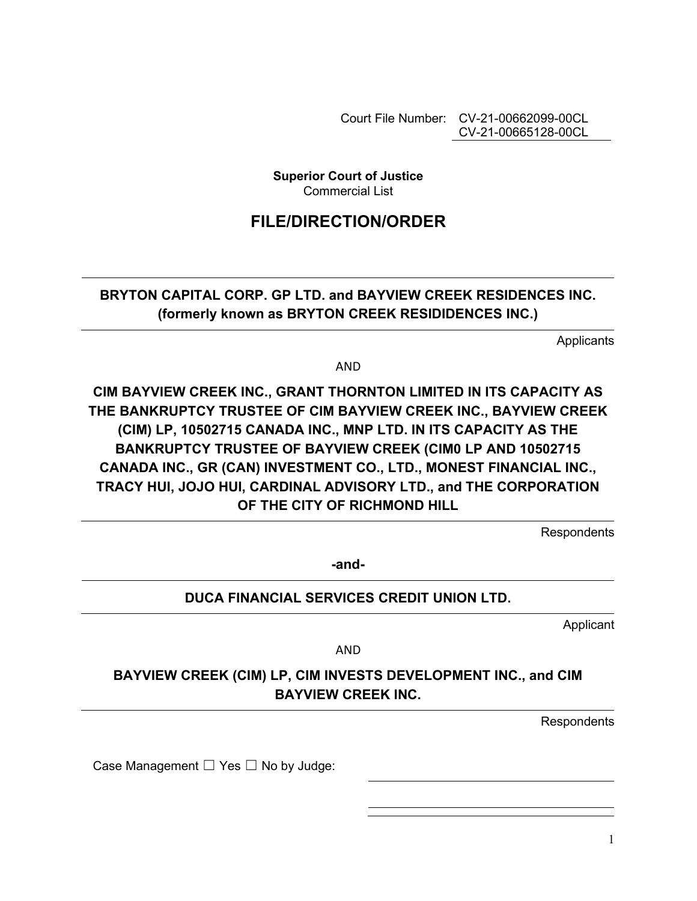Court File Number: CV-21-00662099-00CL
CV-21-00665128-00CL

**Superior Court of Justice**
Commercial List

# FILE/DIRECTION/ORDER

**BRYTON CAPITAL CORP. GP LTD. and BAYVIEW CREEK RESIDENCES INC. (formerly known as BRYTON CREEK RESIDIDENCES INC.)**

Applicants

AND

**CIM BAYVIEW CREEK INC., GRANT THORNTON LIMITED IN ITS CAPACITY AS THE BANKRUPTCY TRUSTEE OF CIM BAYVIEW CREEK INC., BAYVIEW CREEK (CIM) LP, 10502715 CANADA INC., MNP LTD. IN ITS CAPACITY AS THE BANKRUPTCY TRUSTEE OF BAYVIEW CREEK (CIM0 LP AND 10502715 CANADA INC., GR (CAN) INVESTMENT CO., LTD., MONEST FINANCIAL INC., TRACY HUI, JOJO HUI, CARDINAL ADVISORY LTD., and THE CORPORATION OF THE CITY OF RICHMOND HILL**

Respondents

**-and-**

**DUCA FINANCIAL SERVICES CREDIT UNION LTD.**

Applicant

AND

**BAYVIEW CREEK (CIM) LP, CIM INVESTS DEVELOPMENT INC., and CIM BAYVIEW CREEK INC.**

Respondents

Case Management ☐ Yes ☐ No by Judge: ______________________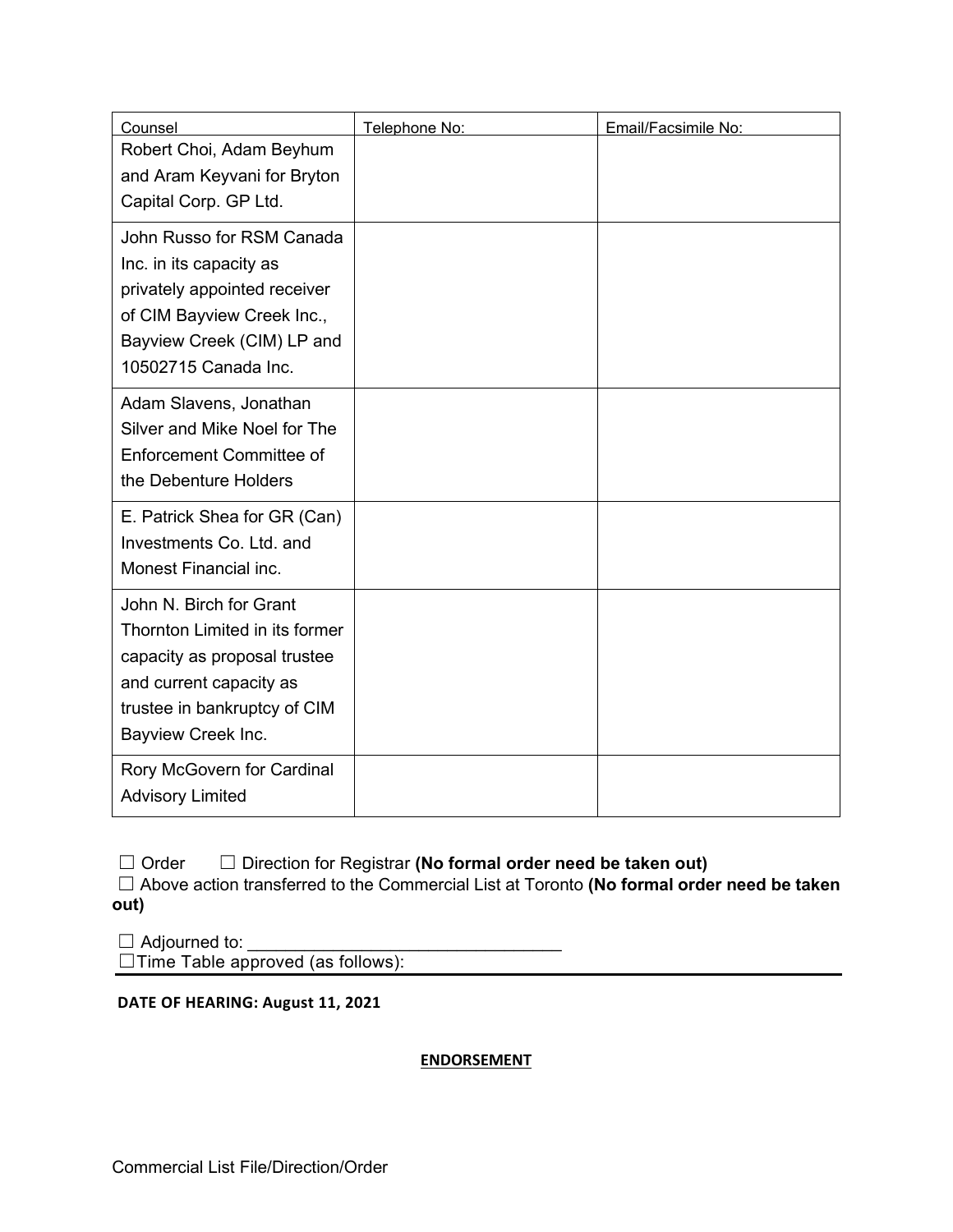| Counsel | Telephone No: | Email/Facsimile No: |
| --- | --- | --- |
| Robert Choi, Adam Beyhum and Aram Keyvani for Bryton Capital Corp. GP Ltd. | | |
| John Russo for RSM Canada Inc. in its capacity as privately appointed receiver of CIM Bayview Creek Inc., Bayview Creek (CIM) LP and 10502715 Canada Inc. | | |
| Adam Slavens, Jonathan Silver and Mike Noel for The Enforcement Committee of the Debenture Holders | | |
| E. Patrick Shea for GR (Can) Investments Co. Ltd. and Monest Financial inc. | | |
| John N. Birch for Grant Thornton Limited in its former capacity as proposal trustee and current capacity as trustee in bankruptcy of CIM Bayview Creek Inc. | | |
| Rory McGovern for Cardinal Advisory Limited | | |

☐ Order ☐ Direction for Registrar **(No formal order need be taken out)**

☐ Above action transferred to the Commercial List at Toronto **(No formal order need be taken out)**

☐ Adjourned to: ________________________________

☐Time Table approved (as follows):

**DATE OF HEARING: August 11, 2021**

**ENDORSEMENT**

Commercial List File/Direction/Order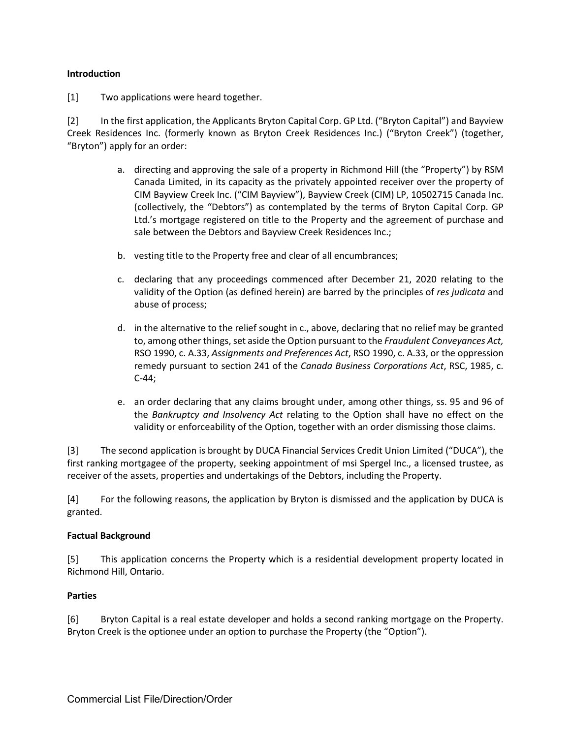**Introduction**

[1] Two applications were heard together.

[2] In the first application, the Applicants Bryton Capital Corp. GP Ltd. ("Bryton Capital") and Bayview Creek Residences Inc. (formerly known as Bryton Creek Residences Inc.) ("Bryton Creek") (together, "Bryton") apply for an order:

a. directing and approving the sale of a property in Richmond Hill (the "Property") by RSM Canada Limited, in its capacity as the privately appointed receiver over the property of CIM Bayview Creek Inc. ("CIM Bayview"), Bayview Creek (CIM) LP, 10502715 Canada Inc. (collectively, the "Debtors") as contemplated by the terms of Bryton Capital Corp. GP Ltd.'s mortgage registered on title to the Property and the agreement of purchase and sale between the Debtors and Bayview Creek Residences Inc.;

b. vesting title to the Property free and clear of all encumbrances;

c. declaring that any proceedings commenced after December 21, 2020 relating to the validity of the Option (as defined herein) are barred by the principles of *res judicata* and abuse of process;

d. in the alternative to the relief sought in c., above, declaring that no relief may be granted to, among other things, set aside the Option pursuant to the *Fraudulent Conveyances Act,* RSO 1990, c. A.33, *Assignments and Preferences Act*, RSO 1990, c. A.33, or the oppression remedy pursuant to section 241 of the *Canada Business Corporations Act*, RSC, 1985, c. C-44;

e. an order declaring that any claims brought under, among other things, ss. 95 and 96 of the *Bankruptcy and Insolvency Act* relating to the Option shall have no effect on the validity or enforceability of the Option, together with an order dismissing those claims.

[3] The second application is brought by DUCA Financial Services Credit Union Limited ("DUCA"), the first ranking mortgagee of the property, seeking appointment of msi Spergel Inc., a licensed trustee, as receiver of the assets, properties and undertakings of the Debtors, including the Property.

[4] For the following reasons, the application by Bryton is dismissed and the application by DUCA is granted.

**Factual Background**

[5] This application concerns the Property which is a residential development property located in Richmond Hill, Ontario.

**Parties**

[6] Bryton Capital is a real estate developer and holds a second ranking mortgage on the Property. Bryton Creek is the optionee under an option to purchase the Property (the "Option").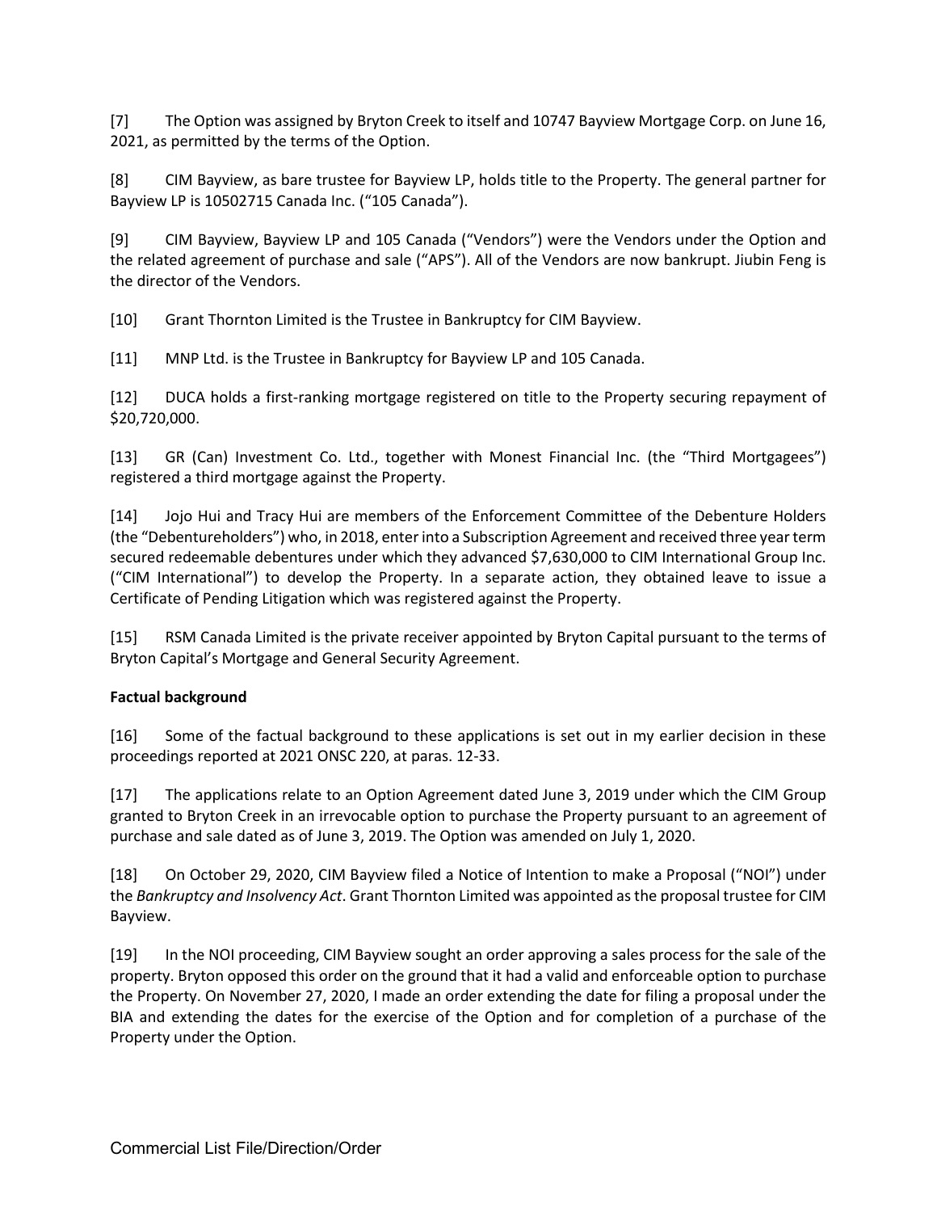[7] The Option was assigned by Bryton Creek to itself and 10747 Bayview Mortgage Corp. on June 16, 2021, as permitted by the terms of the Option.

[8] CIM Bayview, as bare trustee for Bayview LP, holds title to the Property. The general partner for Bayview LP is 10502715 Canada Inc. ("105 Canada").

[9] CIM Bayview, Bayview LP and 105 Canada ("Vendors") were the Vendors under the Option and the related agreement of purchase and sale ("APS"). All of the Vendors are now bankrupt. Jiubin Feng is the director of the Vendors.

[10] Grant Thornton Limited is the Trustee in Bankruptcy for CIM Bayview.

[11] MNP Ltd. is the Trustee in Bankruptcy for Bayview LP and 105 Canada.

[12] DUCA holds a first-ranking mortgage registered on title to the Property securing repayment of $20,720,000.

[13] GR (Can) Investment Co. Ltd., together with Monest Financial Inc. (the "Third Mortgagees") registered a third mortgage against the Property.

[14] Jojo Hui and Tracy Hui are members of the Enforcement Committee of the Debenture Holders (the "Debentureholders") who, in 2018, enter into a Subscription Agreement and received three year term secured redeemable debentures under which they advanced $7,630,000 to CIM International Group Inc. ("CIM International") to develop the Property. In a separate action, they obtained leave to issue a Certificate of Pending Litigation which was registered against the Property.

[15] RSM Canada Limited is the private receiver appointed by Bryton Capital pursuant to the terms of Bryton Capital's Mortgage and General Security Agreement.

**Factual background**

[16] Some of the factual background to these applications is set out in my earlier decision in these proceedings reported at 2021 ONSC 220, at paras. 12-33.

[17] The applications relate to an Option Agreement dated June 3, 2019 under which the CIM Group granted to Bryton Creek in an irrevocable option to purchase the Property pursuant to an agreement of purchase and sale dated as of June 3, 2019. The Option was amended on July 1, 2020.

[18] On October 29, 2020, CIM Bayview filed a Notice of Intention to make a Proposal ("NOI") under the *Bankruptcy and Insolvency Act*. Grant Thornton Limited was appointed as the proposal trustee for CIM Bayview.

[19] In the NOI proceeding, CIM Bayview sought an order approving a sales process for the sale of the property. Bryton opposed this order on the ground that it had a valid and enforceable option to purchase the Property. On November 27, 2020, I made an order extending the date for filing a proposal under the BIA and extending the dates for the exercise of the Option and for completion of a purchase of the Property under the Option.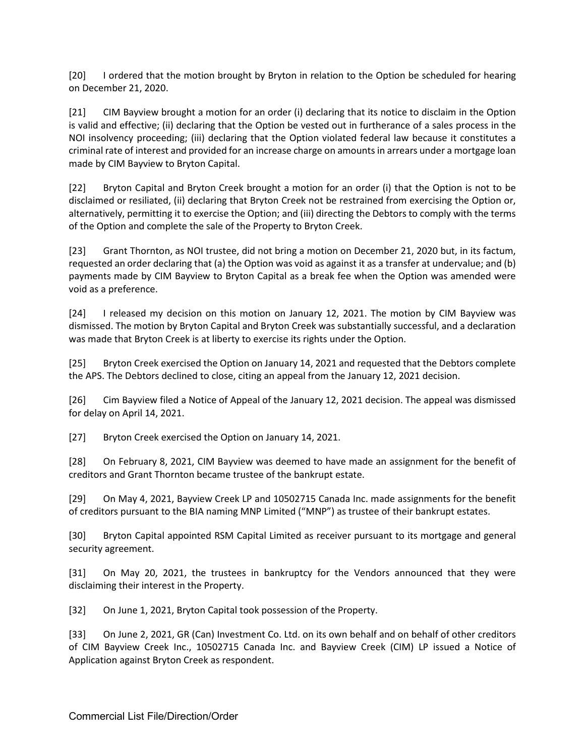[20] I ordered that the motion brought by Bryton in relation to the Option be scheduled for hearing on December 21, 2020.

[21] CIM Bayview brought a motion for an order (i) declaring that its notice to disclaim in the Option is valid and effective; (ii) declaring that the Option be vested out in furtherance of a sales process in the NOI insolvency proceeding; (iii) declaring that the Option violated federal law because it constitutes a criminal rate of interest and provided for an increase charge on amounts in arrears under a mortgage loan made by CIM Bayview to Bryton Capital.

[22] Bryton Capital and Bryton Creek brought a motion for an order (i) that the Option is not to be disclaimed or resiliated, (ii) declaring that Bryton Creek not be restrained from exercising the Option or, alternatively, permitting it to exercise the Option; and (iii) directing the Debtors to comply with the terms of the Option and complete the sale of the Property to Bryton Creek.

[23] Grant Thornton, as NOI trustee, did not bring a motion on December 21, 2020 but, in its factum, requested an order declaring that (a) the Option was void as against it as a transfer at undervalue; and (b) payments made by CIM Bayview to Bryton Capital as a break fee when the Option was amended were void as a preference.

[24] I released my decision on this motion on January 12, 2021. The motion by CIM Bayview was dismissed. The motion by Bryton Capital and Bryton Creek was substantially successful, and a declaration was made that Bryton Creek is at liberty to exercise its rights under the Option.

[25] Bryton Creek exercised the Option on January 14, 2021 and requested that the Debtors complete the APS. The Debtors declined to close, citing an appeal from the January 12, 2021 decision.

[26] Cim Bayview filed a Notice of Appeal of the January 12, 2021 decision. The appeal was dismissed for delay on April 14, 2021.

[27] Bryton Creek exercised the Option on January 14, 2021.

[28] On February 8, 2021, CIM Bayview was deemed to have made an assignment for the benefit of creditors and Grant Thornton became trustee of the bankrupt estate.

[29] On May 4, 2021, Bayview Creek LP and 10502715 Canada Inc. made assignments for the benefit of creditors pursuant to the BIA naming MNP Limited ("MNP") as trustee of their bankrupt estates.

[30] Bryton Capital appointed RSM Capital Limited as receiver pursuant to its mortgage and general security agreement.

[31] On May 20, 2021, the trustees in bankruptcy for the Vendors announced that they were disclaiming their interest in the Property.

[32] On June 1, 2021, Bryton Capital took possession of the Property.

[33] On June 2, 2021, GR (Can) Investment Co. Ltd. on its own behalf and on behalf of other creditors of CIM Bayview Creek Inc., 10502715 Canada Inc. and Bayview Creek (CIM) LP issued a Notice of Application against Bryton Creek as respondent.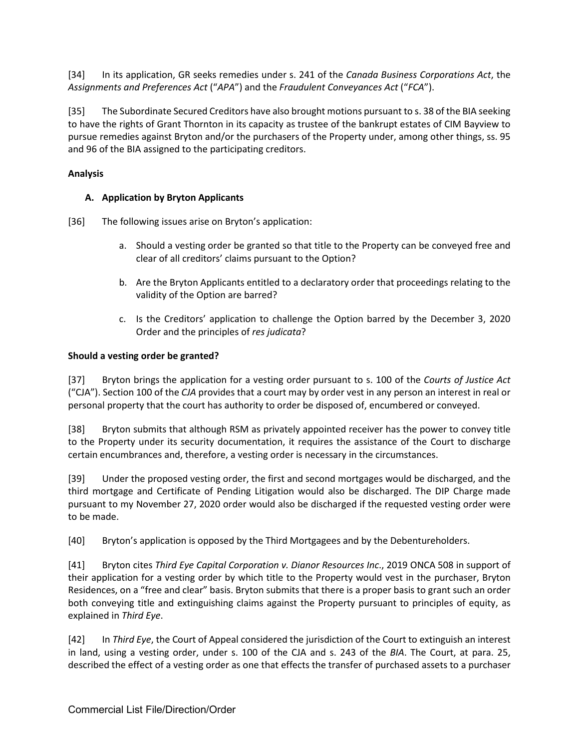[34] In its application, GR seeks remedies under s. 241 of the *Canada Business Corporations Act*, the *Assignments and Preferences Act* ("*APA*") and the *Fraudulent Conveyances Act* ("*FCA*").

[35] The Subordinate Secured Creditors have also brought motions pursuant to s. 38 of the BIA seeking to have the rights of Grant Thornton in its capacity as trustee of the bankrupt estates of CIM Bayview to pursue remedies against Bryton and/or the purchasers of the Property under, among other things, ss. 95 and 96 of the BIA assigned to the participating creditors.

**Analysis**

**A. Application by Bryton Applicants**

[36] The following issues arise on Bryton's application:

a. Should a vesting order be granted so that title to the Property can be conveyed free and clear of all creditors' claims pursuant to the Option?

b. Are the Bryton Applicants entitled to a declaratory order that proceedings relating to the validity of the Option are barred?

c. Is the Creditors' application to challenge the Option barred by the December 3, 2020 Order and the principles of *res judicata*?

**Should a vesting order be granted?**

[37] Bryton brings the application for a vesting order pursuant to s. 100 of the *Courts of Justice Act* ("CJA"). Section 100 of the *CJA* provides that a court may by order vest in any person an interest in real or personal property that the court has authority to order be disposed of, encumbered or conveyed.

[38] Bryton submits that although RSM as privately appointed receiver has the power to convey title to the Property under its security documentation, it requires the assistance of the Court to discharge certain encumbrances and, therefore, a vesting order is necessary in the circumstances.

[39] Under the proposed vesting order, the first and second mortgages would be discharged, and the third mortgage and Certificate of Pending Litigation would also be discharged. The DIP Charge made pursuant to my November 27, 2020 order would also be discharged if the requested vesting order were to be made.

[40] Bryton's application is opposed by the Third Mortgagees and by the Debentureholders.

[41] Bryton cites *Third Eye Capital Corporation v. Dianor Resources Inc.*, 2019 ONCA 508 in support of their application for a vesting order by which title to the Property would vest in the purchaser, Bryton Residences, on a "free and clear" basis. Bryton submits that there is a proper basis to grant such an order both conveying title and extinguishing claims against the Property pursuant to principles of equity, as explained in *Third Eye*.

[42] In *Third Eye*, the Court of Appeal considered the jurisdiction of the Court to extinguish an interest in land, using a vesting order, under s. 100 of the CJA and s. 243 of the *BIA*. The Court, at para. 25, described the effect of a vesting order as one that effects the transfer of purchased assets to a purchaser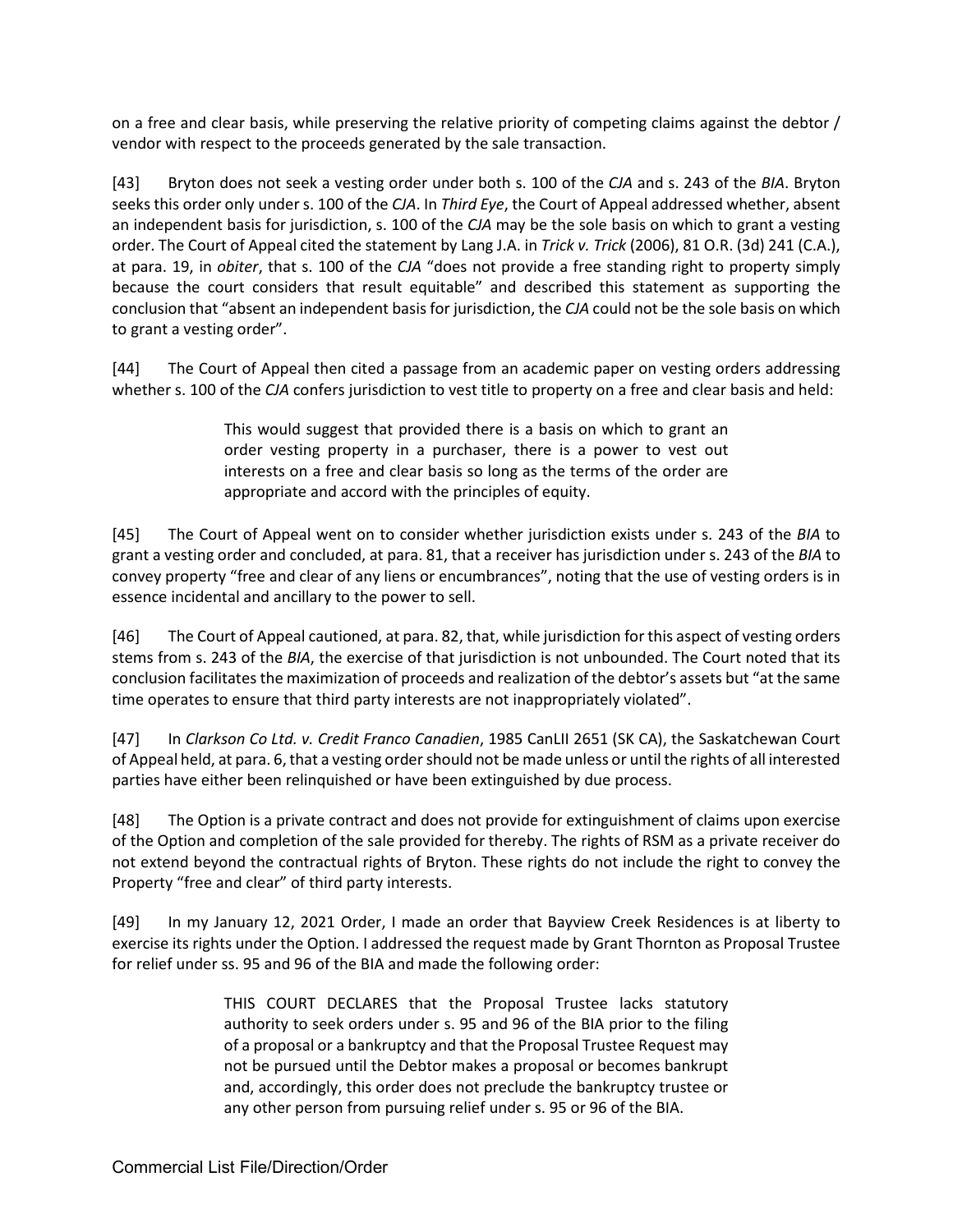on a free and clear basis, while preserving the relative priority of competing claims against the debtor / vendor with respect to the proceeds generated by the sale transaction.

[43] Bryton does not seek a vesting order under both s. 100 of the *CJA* and s. 243 of the *BIA*. Bryton seeks this order only under s. 100 of the *CJA*. In *Third Eye*, the Court of Appeal addressed whether, absent an independent basis for jurisdiction, s. 100 of the *CJA* may be the sole basis on which to grant a vesting order. The Court of Appeal cited the statement by Lang J.A. in *Trick v. Trick* (2006), 81 O.R. (3d) 241 (C.A.), at para. 19, in *obiter*, that s. 100 of the *CJA* "does not provide a free standing right to property simply because the court considers that result equitable" and described this statement as supporting the conclusion that "absent an independent basis for jurisdiction, the *CJA* could not be the sole basis on which to grant a vesting order".

[44] The Court of Appeal then cited a passage from an academic paper on vesting orders addressing whether s. 100 of the *CJA* confers jurisdiction to vest title to property on a free and clear basis and held:

> This would suggest that provided there is a basis on which to grant an order vesting property in a purchaser, there is a power to vest out interests on a free and clear basis so long as the terms of the order are appropriate and accord with the principles of equity.

[45] The Court of Appeal went on to consider whether jurisdiction exists under s. 243 of the *BIA* to grant a vesting order and concluded, at para. 81, that a receiver has jurisdiction under s. 243 of the *BIA* to convey property "free and clear of any liens or encumbrances", noting that the use of vesting orders is in essence incidental and ancillary to the power to sell.

[46] The Court of Appeal cautioned, at para. 82, that, while jurisdiction for this aspect of vesting orders stems from s. 243 of the *BIA*, the exercise of that jurisdiction is not unbounded. The Court noted that its conclusion facilitates the maximization of proceeds and realization of the debtor's assets but "at the same time operates to ensure that third party interests are not inappropriately violated".

[47] In *Clarkson Co Ltd. v. Credit Franco Canadien*, 1985 CanLII 2651 (SK CA), the Saskatchewan Court of Appeal held, at para. 6, that a vesting order should not be made unless or until the rights of all interested parties have either been relinquished or have been extinguished by due process.

[48] The Option is a private contract and does not provide for extinguishment of claims upon exercise of the Option and completion of the sale provided for thereby. The rights of RSM as a private receiver do not extend beyond the contractual rights of Bryton. These rights do not include the right to convey the Property "free and clear" of third party interests.

[49] In my January 12, 2021 Order, I made an order that Bayview Creek Residences is at liberty to exercise its rights under the Option. I addressed the request made by Grant Thornton as Proposal Trustee for relief under ss. 95 and 96 of the BIA and made the following order:

> THIS COURT DECLARES that the Proposal Trustee lacks statutory authority to seek orders under s. 95 and 96 of the BIA prior to the filing of a proposal or a bankruptcy and that the Proposal Trustee Request may not be pursued until the Debtor makes a proposal or becomes bankrupt and, accordingly, this order does not preclude the bankruptcy trustee or any other person from pursuing relief under s. 95 or 96 of the BIA.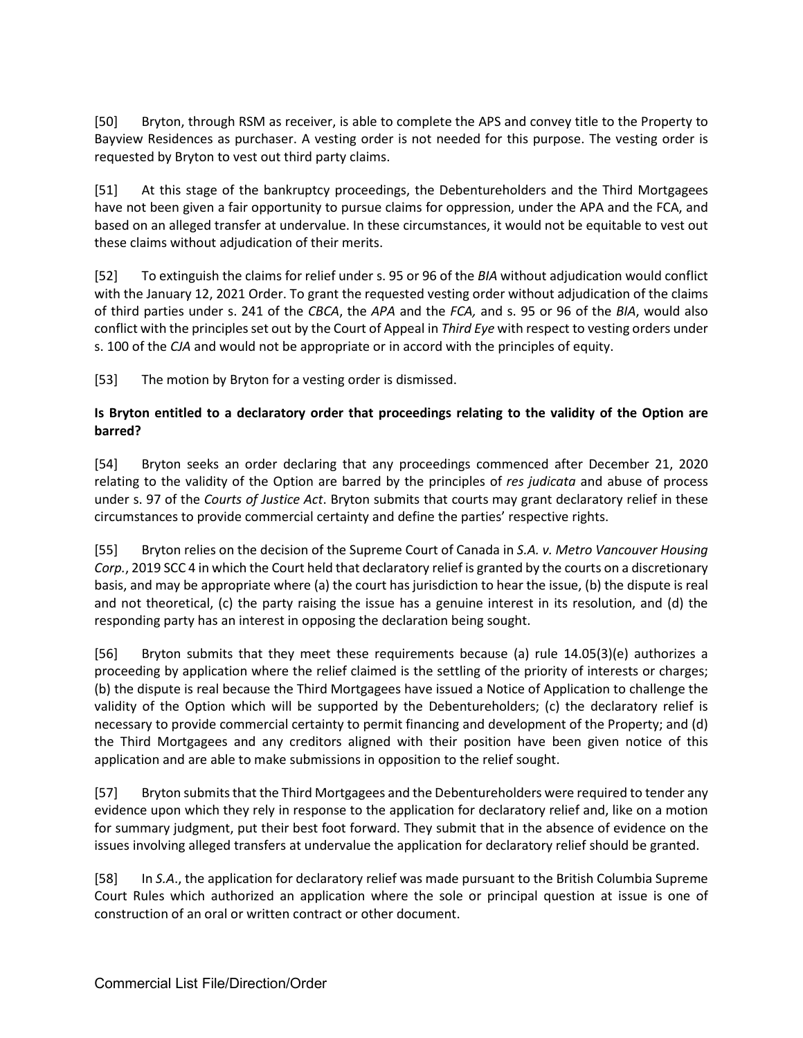[50] Bryton, through RSM as receiver, is able to complete the APS and convey title to the Property to Bayview Residences as purchaser. A vesting order is not needed for this purpose. The vesting order is requested by Bryton to vest out third party claims.

[51] At this stage of the bankruptcy proceedings, the Debentureholders and the Third Mortgagees have not been given a fair opportunity to pursue claims for oppression, under the APA and the FCA, and based on an alleged transfer at undervalue. In these circumstances, it would not be equitable to vest out these claims without adjudication of their merits.

[52] To extinguish the claims for relief under s. 95 or 96 of the *BIA* without adjudication would conflict with the January 12, 2021 Order. To grant the requested vesting order without adjudication of the claims of third parties under s. 241 of the *CBCA*, the *APA* and the *FCA,* and s. 95 or 96 of the *BIA*, would also conflict with the principles set out by the Court of Appeal in *Third Eye* with respect to vesting orders under s. 100 of the *CJA* and would not be appropriate or in accord with the principles of equity.

[53] The motion by Bryton for a vesting order is dismissed.

**Is Bryton entitled to a declaratory order that proceedings relating to the validity of the Option are barred?**

[54] Bryton seeks an order declaring that any proceedings commenced after December 21, 2020 relating to the validity of the Option are barred by the principles of *res judicata* and abuse of process under s. 97 of the *Courts of Justice Act*. Bryton submits that courts may grant declaratory relief in these circumstances to provide commercial certainty and define the parties' respective rights.

[55] Bryton relies on the decision of the Supreme Court of Canada in *S.A. v. Metro Vancouver Housing Corp.*, 2019 SCC 4 in which the Court held that declaratory relief is granted by the courts on a discretionary basis, and may be appropriate where (a) the court has jurisdiction to hear the issue, (b) the dispute is real and not theoretical, (c) the party raising the issue has a genuine interest in its resolution, and (d) the responding party has an interest in opposing the declaration being sought.

[56] Bryton submits that they meet these requirements because (a) rule 14.05(3)(e) authorizes a proceeding by application where the relief claimed is the settling of the priority of interests or charges; (b) the dispute is real because the Third Mortgagees have issued a Notice of Application to challenge the validity of the Option which will be supported by the Debentureholders; (c) the declaratory relief is necessary to provide commercial certainty to permit financing and development of the Property; and (d) the Third Mortgagees and any creditors aligned with their position have been given notice of this application and are able to make submissions in opposition to the relief sought.

[57] Bryton submits that the Third Mortgagees and the Debentureholders were required to tender any evidence upon which they rely in response to the application for declaratory relief and, like on a motion for summary judgment, put their best foot forward. They submit that in the absence of evidence on the issues involving alleged transfers at undervalue the application for declaratory relief should be granted.

[58] In *S.A.*, the application for declaratory relief was made pursuant to the British Columbia Supreme Court Rules which authorized an application where the sole or principal question at issue is one of construction of an oral or written contract or other document.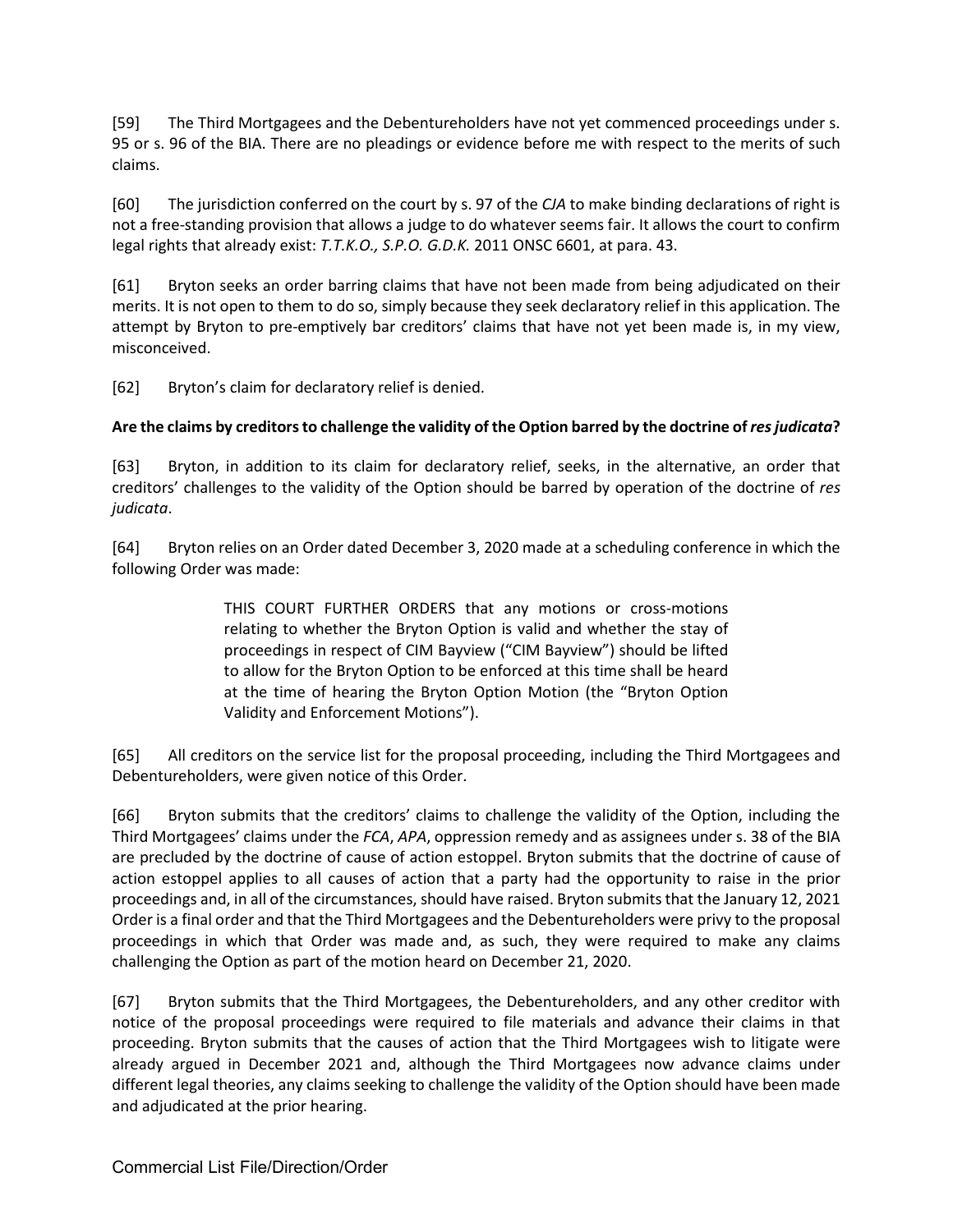[59] The Third Mortgagees and the Debentureholders have not yet commenced proceedings under s. 95 or s. 96 of the BIA. There are no pleadings or evidence before me with respect to the merits of such claims.

[60] The jurisdiction conferred on the court by s. 97 of the *CJA* to make binding declarations of right is not a free-standing provision that allows a judge to do whatever seems fair. It allows the court to confirm legal rights that already exist: *T.T.K.O., S.P.O. G.D.K.* 2011 ONSC 6601, at para. 43.

[61] Bryton seeks an order barring claims that have not been made from being adjudicated on their merits. It is not open to them to do so, simply because they seek declaratory relief in this application. The attempt by Bryton to pre-emptively bar creditors' claims that have not yet been made is, in my view, misconceived.

[62] Bryton's claim for declaratory relief is denied.

**Are the claims by creditors to challenge the validity of the Option barred by the doctrine of *res judicata*?**

[63] Bryton, in addition to its claim for declaratory relief, seeks, in the alternative, an order that creditors' challenges to the validity of the Option should be barred by operation of the doctrine of *res judicata*.

[64] Bryton relies on an Order dated December 3, 2020 made at a scheduling conference in which the following Order was made:

> THIS COURT FURTHER ORDERS that any motions or cross-motions relating to whether the Bryton Option is valid and whether the stay of proceedings in respect of CIM Bayview ("CIM Bayview") should be lifted to allow for the Bryton Option to be enforced at this time shall be heard at the time of hearing the Bryton Option Motion (the "Bryton Option Validity and Enforcement Motions").

[65] All creditors on the service list for the proposal proceeding, including the Third Mortgagees and Debentureholders, were given notice of this Order.

[66] Bryton submits that the creditors' claims to challenge the validity of the Option, including the Third Mortgagees' claims under the *FCA*, *APA*, oppression remedy and as assignees under s. 38 of the BIA are precluded by the doctrine of cause of action estoppel. Bryton submits that the doctrine of cause of action estoppel applies to all causes of action that a party had the opportunity to raise in the prior proceedings and, in all of the circumstances, should have raised. Bryton submits that the January 12, 2021 Order is a final order and that the Third Mortgagees and the Debentureholders were privy to the proposal proceedings in which that Order was made and, as such, they were required to make any claims challenging the Option as part of the motion heard on December 21, 2020.

[67] Bryton submits that the Third Mortgagees, the Debentureholders, and any other creditor with notice of the proposal proceedings were required to file materials and advance their claims in that proceeding. Bryton submits that the causes of action that the Third Mortgagees wish to litigate were already argued in December 2021 and, although the Third Mortgagees now advance claims under different legal theories, any claims seeking to challenge the validity of the Option should have been made and adjudicated at the prior hearing.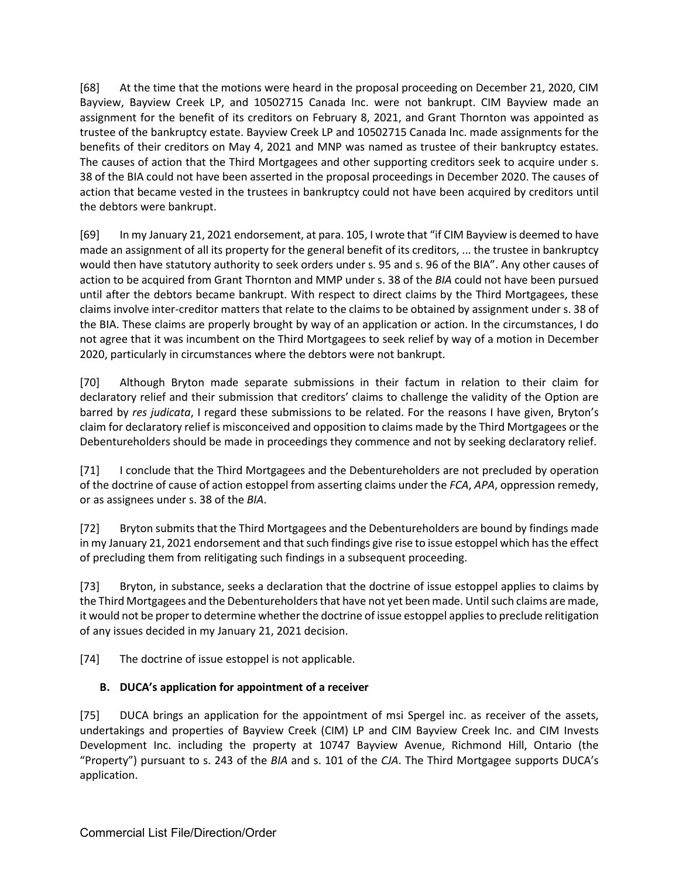[68] At the time that the motions were heard in the proposal proceeding on December 21, 2020, CIM Bayview, Bayview Creek LP, and 10502715 Canada Inc. were not bankrupt. CIM Bayview made an assignment for the benefit of its creditors on February 8, 2021, and Grant Thornton was appointed as trustee of the bankruptcy estate. Bayview Creek LP and 10502715 Canada Inc. made assignments for the benefits of their creditors on May 4, 2021 and MNP was named as trustee of their bankruptcy estates. The causes of action that the Third Mortgagees and other supporting creditors seek to acquire under s. 38 of the BIA could not have been asserted in the proposal proceedings in December 2020. The causes of action that became vested in the trustees in bankruptcy could not have been acquired by creditors until the debtors were bankrupt.

[69] In my January 21, 2021 endorsement, at para. 105, I wrote that "if CIM Bayview is deemed to have made an assignment of all its property for the general benefit of its creditors, ... the trustee in bankruptcy would then have statutory authority to seek orders under s. 95 and s. 96 of the BIA". Any other causes of action to be acquired from Grant Thornton and MMP under s. 38 of the *BIA* could not have been pursued until after the debtors became bankrupt. With respect to direct claims by the Third Mortgagees, these claims involve inter-creditor matters that relate to the claims to be obtained by assignment under s. 38 of the BIA. These claims are properly brought by way of an application or action. In the circumstances, I do not agree that it was incumbent on the Third Mortgagees to seek relief by way of a motion in December 2020, particularly in circumstances where the debtors were not bankrupt.

[70] Although Bryton made separate submissions in their factum in relation to their claim for declaratory relief and their submission that creditors' claims to challenge the validity of the Option are barred by *res judicata*, I regard these submissions to be related. For the reasons I have given, Bryton's claim for declaratory relief is misconceived and opposition to claims made by the Third Mortgagees or the Debentureholders should be made in proceedings they commence and not by seeking declaratory relief.

[71] I conclude that the Third Mortgagees and the Debentureholders are not precluded by operation of the doctrine of cause of action estoppel from asserting claims under the *FCA*, *APA*, oppression remedy, or as assignees under s. 38 of the *BIA*.

[72] Bryton submits that the Third Mortgagees and the Debentureholders are bound by findings made in my January 21, 2021 endorsement and that such findings give rise to issue estoppel which has the effect of precluding them from relitigating such findings in a subsequent proceeding.

[73] Bryton, in substance, seeks a declaration that the doctrine of issue estoppel applies to claims by the Third Mortgagees and the Debentureholders that have not yet been made. Until such claims are made, it would not be proper to determine whether the doctrine of issue estoppel applies to preclude relitigation of any issues decided in my January 21, 2021 decision.

[74] The doctrine of issue estoppel is not applicable.

### B. DUCA's application for appointment of a receiver

[75] DUCA brings an application for the appointment of msi Spergel inc. as receiver of the assets, undertakings and properties of Bayview Creek (CIM) LP and CIM Bayview Creek Inc. and CIM Invests Development Inc. including the property at 10747 Bayview Avenue, Richmond Hill, Ontario (the "Property") pursuant to s. 243 of the *BIA* and s. 101 of the *CJA*. The Third Mortgagee supports DUCA's application.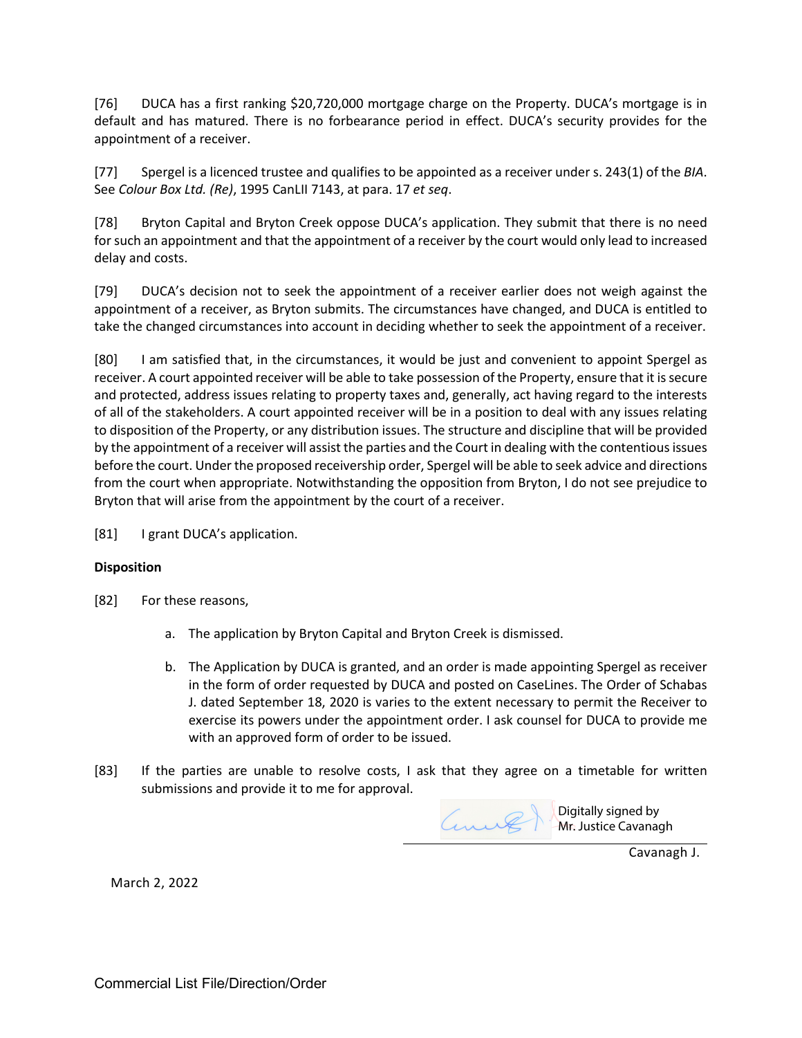[76] DUCA has a first ranking $20,720,000 mortgage charge on the Property. DUCA's mortgage is in default and has matured. There is no forbearance period in effect. DUCA's security provides for the appointment of a receiver.

[77] Spergel is a licenced trustee and qualifies to be appointed as a receiver under s. 243(1) of the *BIA*. See *Colour Box Ltd. (Re)*, 1995 CanLII 7143, at para. 17 *et seq*.

[78] Bryton Capital and Bryton Creek oppose DUCA's application. They submit that there is no need for such an appointment and that the appointment of a receiver by the court would only lead to increased delay and costs.

[79] DUCA's decision not to seek the appointment of a receiver earlier does not weigh against the appointment of a receiver, as Bryton submits. The circumstances have changed, and DUCA is entitled to take the changed circumstances into account in deciding whether to seek the appointment of a receiver.

[80] I am satisfied that, in the circumstances, it would be just and convenient to appoint Spergel as receiver. A court appointed receiver will be able to take possession of the Property, ensure that it is secure and protected, address issues relating to property taxes and, generally, act having regard to the interests of all of the stakeholders. A court appointed receiver will be in a position to deal with any issues relating to disposition of the Property, or any distribution issues. The structure and discipline that will be provided by the appointment of a receiver will assist the parties and the Court in dealing with the contentious issues before the court. Under the proposed receivership order, Spergel will be able to seek advice and directions from the court when appropriate. Notwithstanding the opposition from Bryton, I do not see prejudice to Bryton that will arise from the appointment by the court of a receiver.

[81] I grant DUCA's application.

**Disposition**

[82] For these reasons,

a. The application by Bryton Capital and Bryton Creek is dismissed.

b. The Application by DUCA is granted, and an order is made appointing Spergel as receiver in the form of order requested by DUCA and posted on CaseLines. The Order of Schabas J. dated September 18, 2020 is varies to the extent necessary to permit the Receiver to exercise its powers under the appointment order. I ask counsel for DUCA to provide me with an approved form of order to be issued.

[83] If the parties are unable to resolve costs, I ask that they agree on a timetable for written submissions and provide it to me for approval.

Digitally signed by Mr. Justice Cavanagh

Cavanagh J.

March 2, 2022

Commercial List File/Direction/Order